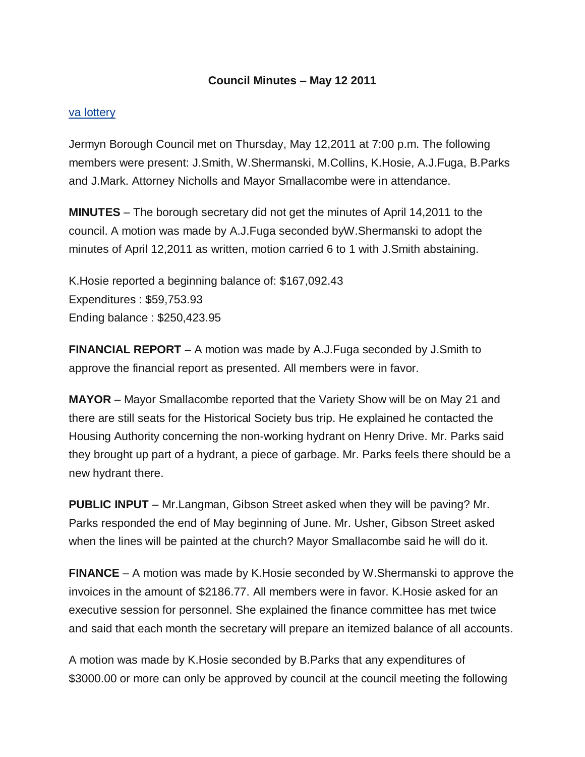# Council Minutes – May 12 2011

[va lottery]

Jermyn Borough Council met on Thursday, May 12,2011 at 7:00 p.m. The following members were present: J.Smith, W.Shermanski, M.Collins, K.Hosie, A.J.Fuga, B.Parks and J.Mark. Attorney Nicholls and Mayor Smallacombe were in attendance.

**MINUTES** – The borough secretary did not get the minutes of April 14,2011 to the council. A motion was made by A.J.Fuga seconded byW.Shermanski to adopt the minutes of April 12,2011 as written, motion carried 6 to 1 with J.Smith abstaining.

K.Hosie reported a beginning balance of: $167,092.43
Expenditures : $59,753.93
Ending balance : $250,423.95

**FINANCIAL REPORT** – A motion was made by A.J.Fuga seconded by J.Smith to approve the financial report as presented. All members were in favor.

**MAYOR** – Mayor Smallacombe reported that the Variety Show will be on May 21 and there are still seats for the Historical Society bus trip. He explained he contacted the Housing Authority concerning the non-working hydrant on Henry Drive. Mr. Parks said they brought up part of a hydrant, a piece of garbage. Mr. Parks feels there should be a new hydrant there.

**PUBLIC INPUT** – Mr.Langman, Gibson Street asked when they will be paving? Mr. Parks responded the end of May beginning of June. Mr. Usher, Gibson Street asked when the lines will be painted at the church? Mayor Smallacombe said he will do it.

**FINANCE** – A motion was made by K.Hosie seconded by W.Shermanski to approve the invoices in the amount of $2186.77. All members were in favor. K.Hosie asked for an executive session for personnel. She explained the finance committee has met twice and said that each month the secretary will prepare an itemized balance of all accounts.

A motion was made by K.Hosie seconded by B.Parks that any expenditures of $3000.00 or more can only be approved by council at the council meeting the following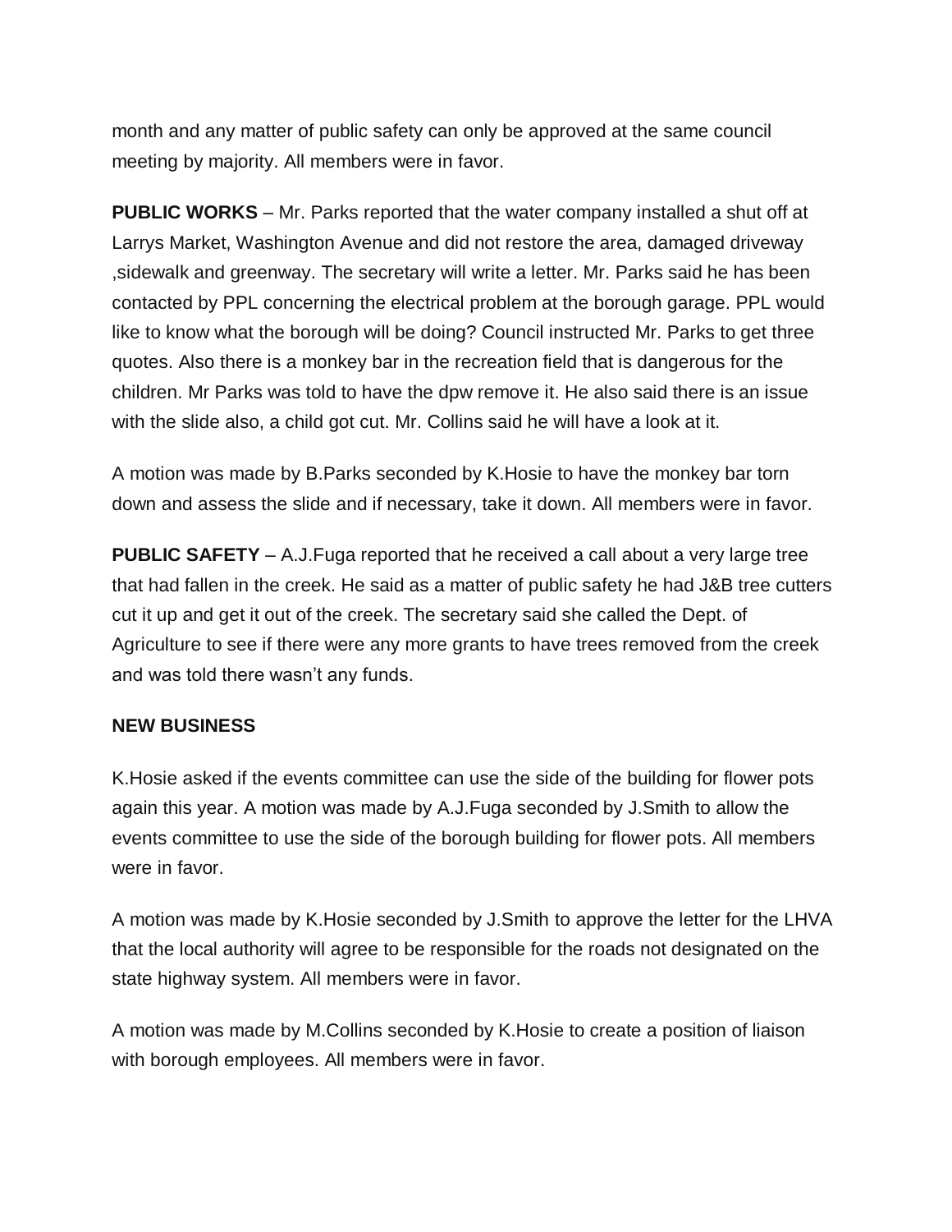month and any matter of public safety can only be approved at the same council meeting by majority. All members were in favor.

**PUBLIC WORKS** – Mr. Parks reported that the water company installed a shut off at Larrys Market, Washington Avenue and did not restore the area, damaged driveway ,sidewalk and greenway. The secretary will write a letter. Mr. Parks said he has been contacted by PPL concerning the electrical problem at the borough garage. PPL would like to know what the borough will be doing? Council instructed Mr. Parks to get three quotes. Also there is a monkey bar in the recreation field that is dangerous for the children. Mr Parks was told to have the dpw remove it. He also said there is an issue with the slide also, a child got cut. Mr. Collins said he will have a look at it.

A motion was made by B.Parks seconded by K.Hosie to have the monkey bar torn down and assess the slide and if necessary, take it down. All members were in favor.

**PUBLIC SAFETY** – A.J.Fuga reported that he received a call about a very large tree that had fallen in the creek. He said as a matter of public safety he had J&B tree cutters cut it up and get it out of the creek. The secretary said she called the Dept. of Agriculture to see if there were any more grants to have trees removed from the creek and was told there wasn't any funds.

**NEW BUSINESS**

K.Hosie asked if the events committee can use the side of the building for flower pots again this year. A motion was made by A.J.Fuga seconded by J.Smith to allow the events committee to use the side of the borough building for flower pots. All members were in favor.

A motion was made by K.Hosie seconded by J.Smith to approve the letter for the LHVA that the local authority will agree to be responsible for the roads not designated on the state highway system. All members were in favor.

A motion was made by M.Collins seconded by K.Hosie to create a position of liaison with borough employees. All members were in favor.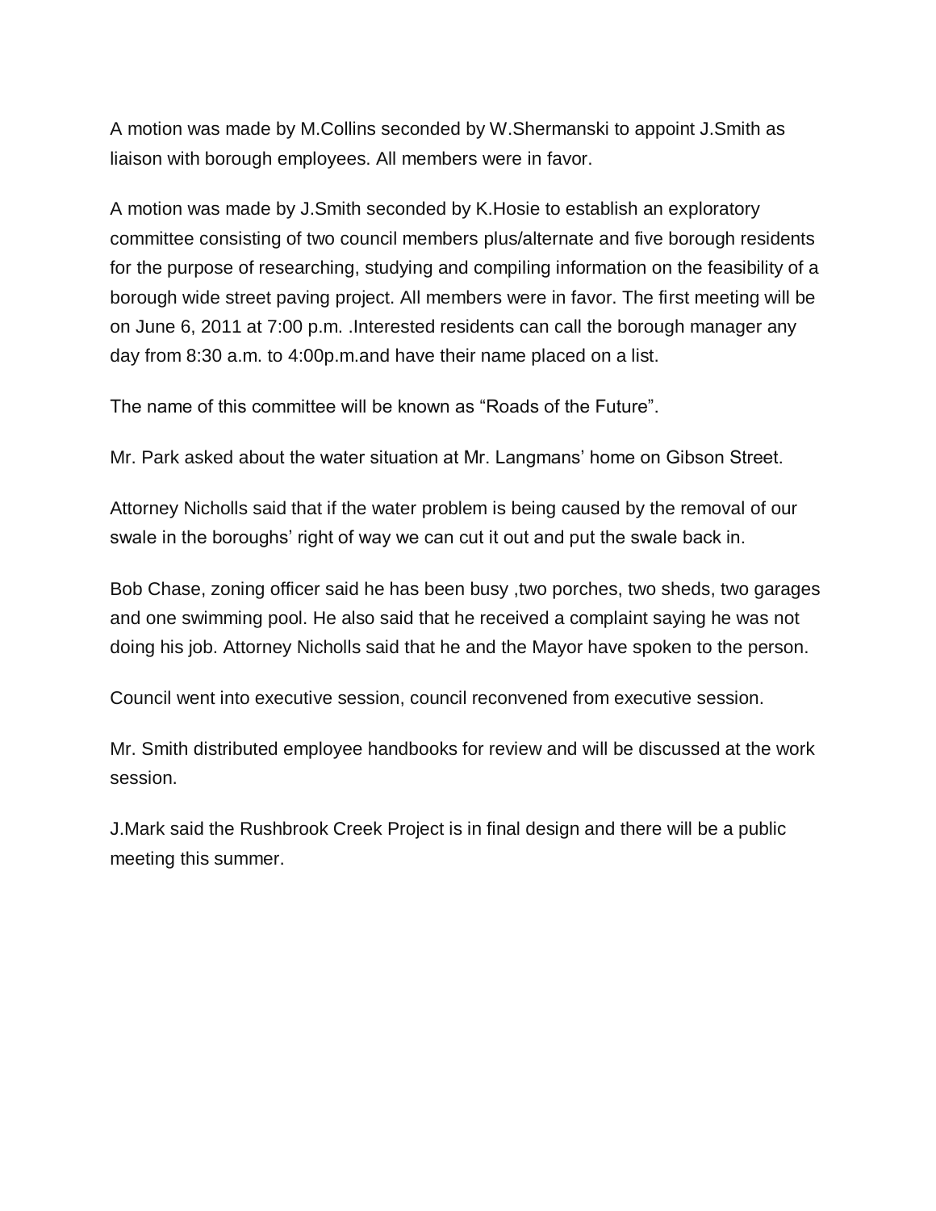A motion was made by M.Collins seconded by W.Shermanski to appoint J.Smith as liaison with borough employees. All members were in favor.

A motion was made by J.Smith seconded by K.Hosie to establish an exploratory committee consisting of two council members plus/alternate and five borough residents for the purpose of researching, studying and compiling information on the feasibility of a borough wide street paving project. All members were in favor. The first meeting will be on June 6, 2011 at 7:00 p.m. .Interested residents can call the borough manager any day from 8:30 a.m. to 4:00p.m.and have their name placed on a list.

The name of this committee will be known as “Roads of the Future”.

Mr. Park asked about the water situation at Mr. Langmans’ home on Gibson Street.

Attorney Nicholls said that if the water problem is being caused by the removal of our swale in the boroughs’ right of way we can cut it out and put the swale back in.

Bob Chase, zoning officer said he has been busy ,two porches, two sheds, two garages and one swimming pool. He also said that he received a complaint saying he was not doing his job. Attorney Nicholls said that he and the Mayor have spoken to the person.

Council went into executive session, council reconvened from executive session.

Mr. Smith distributed employee handbooks for review and will be discussed at the work session.

J.Mark said the Rushbrook Creek Project is in final design and there will be a public meeting this summer.